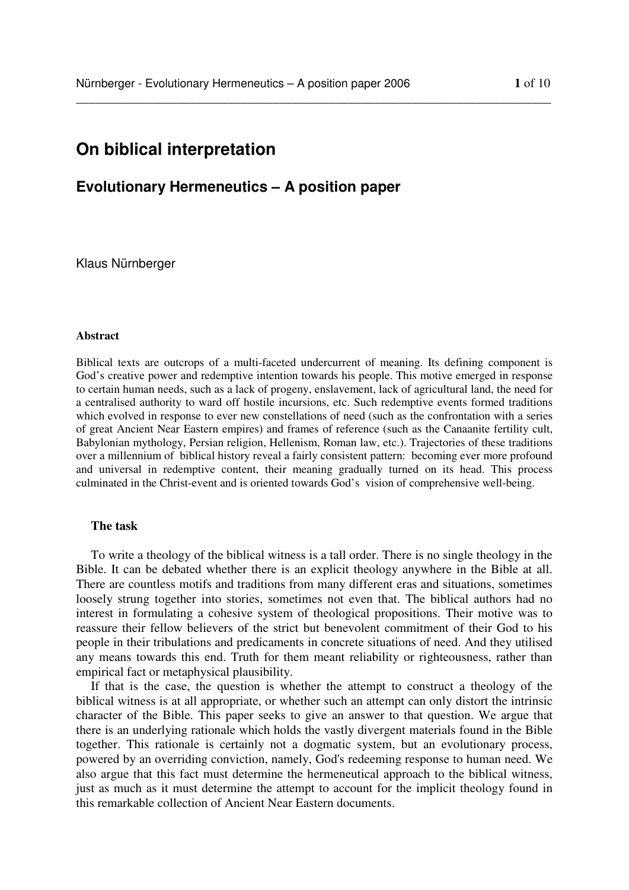# On biblical interpretation

## Evolutionary Hermeneutics – A position paper

Klaus Nürnberger

**Abstract**

Biblical texts are outcrops of a multi-faceted undercurrent of meaning. Its defining component is God's creative power and redemptive intention towards his people. This motive emerged in response to certain human needs, such as a lack of progeny, enslavement, lack of agricultural land, the need for a centralised authority to ward off hostile incursions, etc. Such redemptive events formed traditions which evolved in response to ever new constellations of need (such as the confrontation with a series of great Ancient Near Eastern empires) and frames of reference (such as the Canaanite fertility cult, Babylonian mythology, Persian religion, Hellenism, Roman law, etc.). Trajectories of these traditions over a millennium of biblical history reveal a fairly consistent pattern: becoming ever more profound and universal in redemptive content, their meaning gradually turned on its head. This process culminated in the Christ-event and is oriented towards God's vision of comprehensive well-being.

**The task**

To write a theology of the biblical witness is a tall order. There is no single theology in the Bible. It can be debated whether there is an explicit theology anywhere in the Bible at all. There are countless motifs and traditions from many different eras and situations, sometimes loosely strung together into stories, sometimes not even that. The biblical authors had no interest in formulating a cohesive system of theological propositions. Their motive was to reassure their fellow believers of the strict but benevolent commitment of their God to his people in their tribulations and predicaments in concrete situations of need. And they utilised any means towards this end. Truth for them meant reliability or righteousness, rather than empirical fact or metaphysical plausibility.

If that is the case, the question is whether the attempt to construct a theology of the biblical witness is at all appropriate, or whether such an attempt can only distort the intrinsic character of the Bible. This paper seeks to give an answer to that question. We argue that there is an underlying rationale which holds the vastly divergent materials found in the Bible together. This rationale is certainly not a dogmatic system, but an evolutionary process, powered by an overriding conviction, namely, God's redeeming response to human need. We also argue that this fact must determine the hermeneutical approach to the biblical witness, just as much as it must determine the attempt to account for the implicit theology found in this remarkable collection of Ancient Near Eastern documents.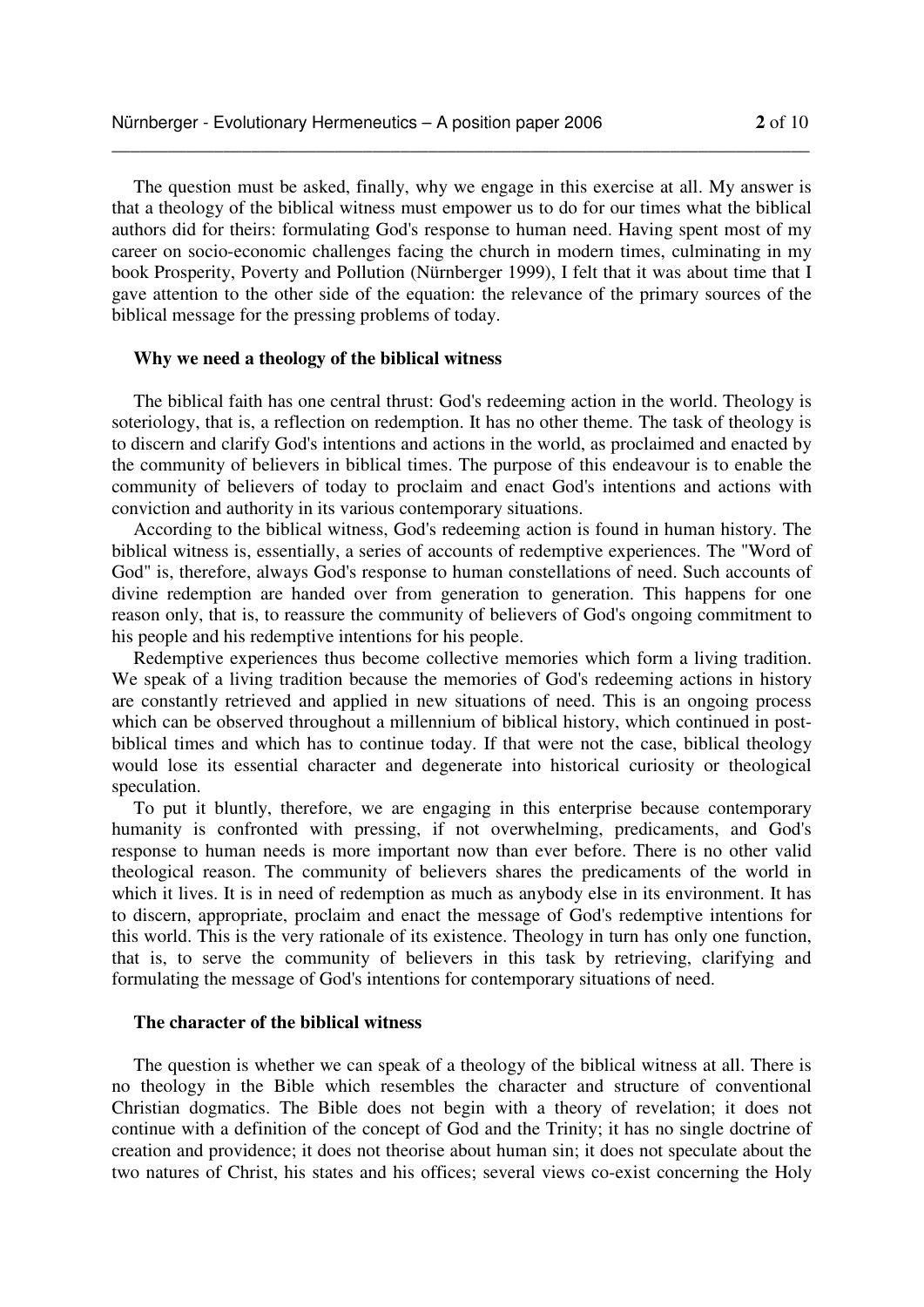The question must be asked, finally, why we engage in this exercise at all. My answer is that a theology of the biblical witness must empower us to do for our times what the biblical authors did for theirs: formulating God's response to human need. Having spent most of my career on socio-economic challenges facing the church in modern times, culminating in my book Prosperity, Poverty and Pollution (Nürnberger 1999), I felt that it was about time that I gave attention to the other side of the equation: the relevance of the primary sources of the biblical message for the pressing problems of today.

### Why we need a theology of the biblical witness

The biblical faith has one central thrust: God's redeeming action in the world. Theology is soteriology, that is, a reflection on redemption. It has no other theme. The task of theology is to discern and clarify God's intentions and actions in the world, as proclaimed and enacted by the community of believers in biblical times. The purpose of this endeavour is to enable the community of believers of today to proclaim and enact God's intentions and actions with conviction and authority in its various contemporary situations.

According to the biblical witness, God's redeeming action is found in human history. The biblical witness is, essentially, a series of accounts of redemptive experiences. The "Word of God" is, therefore, always God's response to human constellations of need. Such accounts of divine redemption are handed over from generation to generation. This happens for one reason only, that is, to reassure the community of believers of God's ongoing commitment to his people and his redemptive intentions for his people.

Redemptive experiences thus become collective memories which form a living tradition. We speak of a living tradition because the memories of God's redeeming actions in history are constantly retrieved and applied in new situations of need. This is an ongoing process which can be observed throughout a millennium of biblical history, which continued in post-biblical times and which has to continue today. If that were not the case, biblical theology would lose its essential character and degenerate into historical curiosity or theological speculation.

To put it bluntly, therefore, we are engaging in this enterprise because contemporary humanity is confronted with pressing, if not overwhelming, predicaments, and God's response to human needs is more important now than ever before. There is no other valid theological reason. The community of believers shares the predicaments of the world in which it lives. It is in need of redemption as much as anybody else in its environment. It has to discern, appropriate, proclaim and enact the message of God's redemptive intentions for this world. This is the very rationale of its existence. Theology in turn has only one function, that is, to serve the community of believers in this task by retrieving, clarifying and formulating the message of God's intentions for contemporary situations of need.

### The character of the biblical witness

The question is whether we can speak of a theology of the biblical witness at all. There is no theology in the Bible which resembles the character and structure of conventional Christian dogmatics. The Bible does not begin with a theory of revelation; it does not continue with a definition of the concept of God and the Trinity; it has no single doctrine of creation and providence; it does not theorise about human sin; it does not speculate about the two natures of Christ, his states and his offices; several views co-exist concerning the Holy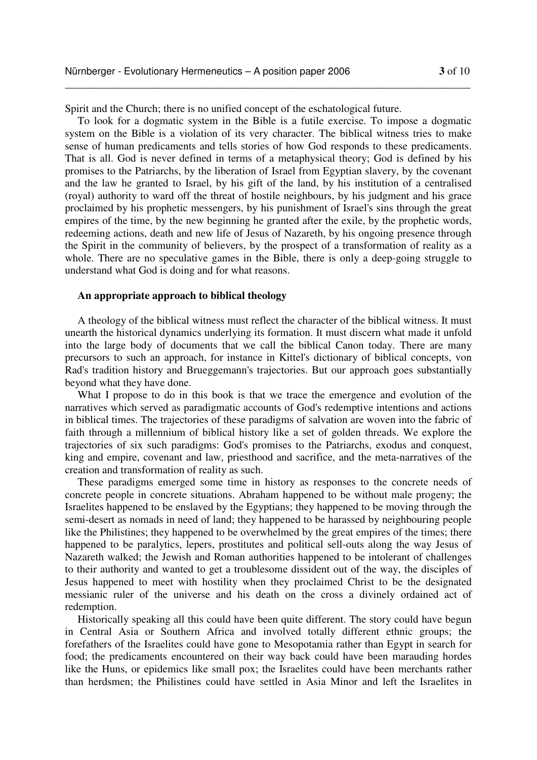Spirit and the Church; there is no unified concept of the eschatological future.

To look for a dogmatic system in the Bible is a futile exercise. To impose a dogmatic system on the Bible is a violation of its very character. The biblical witness tries to make sense of human predicaments and tells stories of how God responds to these predicaments. That is all. God is never defined in terms of a metaphysical theory; God is defined by his promises to the Patriarchs, by the liberation of Israel from Egyptian slavery, by the covenant and the law he granted to Israel, by his gift of the land, by his institution of a centralised (royal) authority to ward off the threat of hostile neighbours, by his judgment and his grace proclaimed by his prophetic messengers, by his punishment of Israel's sins through the great empires of the time, by the new beginning he granted after the exile, by the prophetic words, redeeming actions, death and new life of Jesus of Nazareth, by his ongoing presence through the Spirit in the community of believers, by the prospect of a transformation of reality as a whole. There are no speculative games in the Bible, there is only a deep-going struggle to understand what God is doing and for what reasons.

### An appropriate approach to biblical theology

A theology of the biblical witness must reflect the character of the biblical witness. It must unearth the historical dynamics underlying its formation. It must discern what made it unfold into the large body of documents that we call the biblical Canon today. There are many precursors to such an approach, for instance in Kittel's dictionary of biblical concepts, von Rad's tradition history and Brueggemann's trajectories. But our approach goes substantially beyond what they have done.

What I propose to do in this book is that we trace the emergence and evolution of the narratives which served as paradigmatic accounts of God's redemptive intentions and actions in biblical times. The trajectories of these paradigms of salvation are woven into the fabric of faith through a millennium of biblical history like a set of golden threads. We explore the trajectories of six such paradigms: God's promises to the Patriarchs, exodus and conquest, king and empire, covenant and law, priesthood and sacrifice, and the meta-narratives of the creation and transformation of reality as such.

These paradigms emerged some time in history as responses to the concrete needs of concrete people in concrete situations. Abraham happened to be without male progeny; the Israelites happened to be enslaved by the Egyptians; they happened to be moving through the semi-desert as nomads in need of land; they happened to be harassed by neighbouring people like the Philistines; they happened to be overwhelmed by the great empires of the times; there happened to be paralytics, lepers, prostitutes and political sell-outs along the way Jesus of Nazareth walked; the Jewish and Roman authorities happened to be intolerant of challenges to their authority and wanted to get a troublesome dissident out of the way, the disciples of Jesus happened to meet with hostility when they proclaimed Christ to be the designated messianic ruler of the universe and his death on the cross a divinely ordained act of redemption.

Historically speaking all this could have been quite different. The story could have begun in Central Asia or Southern Africa and involved totally different ethnic groups; the forefathers of the Israelites could have gone to Mesopotamia rather than Egypt in search for food; the predicaments encountered on their way back could have been marauding hordes like the Huns, or epidemics like small pox; the Israelites could have been merchants rather than herdsmen; the Philistines could have settled in Asia Minor and left the Israelites in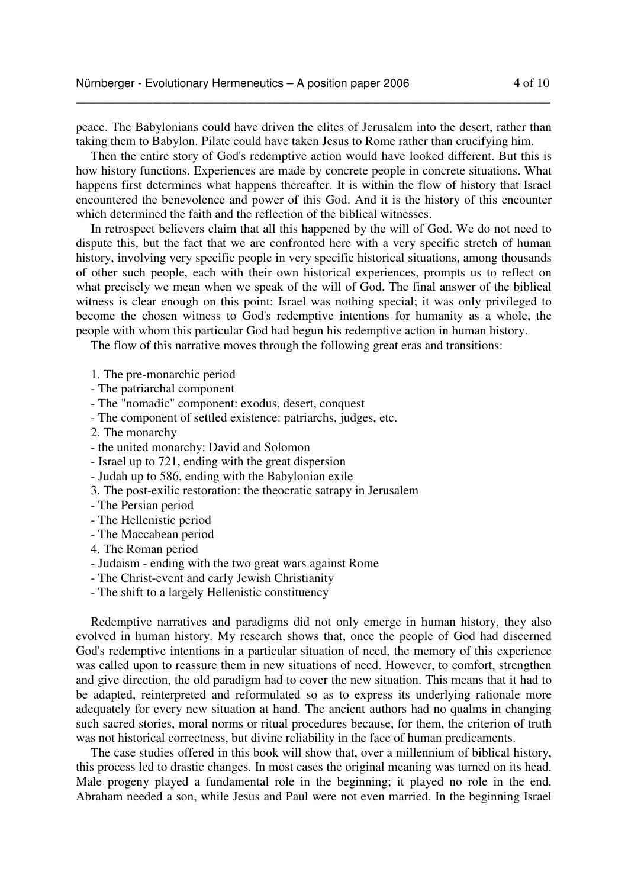peace. The Babylonians could have driven the elites of Jerusalem into the desert, rather than taking them to Babylon. Pilate could have taken Jesus to Rome rather than crucifying him.

Then the entire story of God's redemptive action would have looked different. But this is how history functions. Experiences are made by concrete people in concrete situations. What happens first determines what happens thereafter. It is within the flow of history that Israel encountered the benevolence and power of this God. And it is the history of this encounter which determined the faith and the reflection of the biblical witnesses.

In retrospect believers claim that all this happened by the will of God. We do not need to dispute this, but the fact that we are confronted here with a very specific stretch of human history, involving very specific people in very specific historical situations, among thousands of other such people, each with their own historical experiences, prompts us to reflect on what precisely we mean when we speak of the will of God. The final answer of the biblical witness is clear enough on this point: Israel was nothing special; it was only privileged to become the chosen witness to God's redemptive intentions for humanity as a whole, the people with whom this particular God had begun his redemptive action in human history.

The flow of this narrative moves through the following great eras and transitions:

1. The pre-monarchic period
- The patriarchal component
- The "nomadic" component: exodus, desert, conquest
- The component of settled existence: patriarchs, judges, etc.

2. The monarchy
- the united monarchy: David and Solomon
- Israel up to 721, ending with the great dispersion
- Judah up to 586, ending with the Babylonian exile

3. The post-exilic restoration: the theocratic satrapy in Jerusalem
- The Persian period
- The Hellenistic period
- The Maccabean period

4. The Roman period
- Judaism - ending with the two great wars against Rome
- The Christ-event and early Jewish Christianity
- The shift to a largely Hellenistic constituency

Redemptive narratives and paradigms did not only emerge in human history, they also evolved in human history. My research shows that, once the people of God had discerned God's redemptive intentions in a particular situation of need, the memory of this experience was called upon to reassure them in new situations of need. However, to comfort, strengthen and give direction, the old paradigm had to cover the new situation. This means that it had to be adapted, reinterpreted and reformulated so as to express its underlying rationale more adequately for every new situation at hand. The ancient authors had no qualms in changing such sacred stories, moral norms or ritual procedures because, for them, the criterion of truth was not historical correctness, but divine reliability in the face of human predicaments.

The case studies offered in this book will show that, over a millennium of biblical history, this process led to drastic changes. In most cases the original meaning was turned on its head. Male progeny played a fundamental role in the beginning; it played no role in the end. Abraham needed a son, while Jesus and Paul were not even married. In the beginning Israel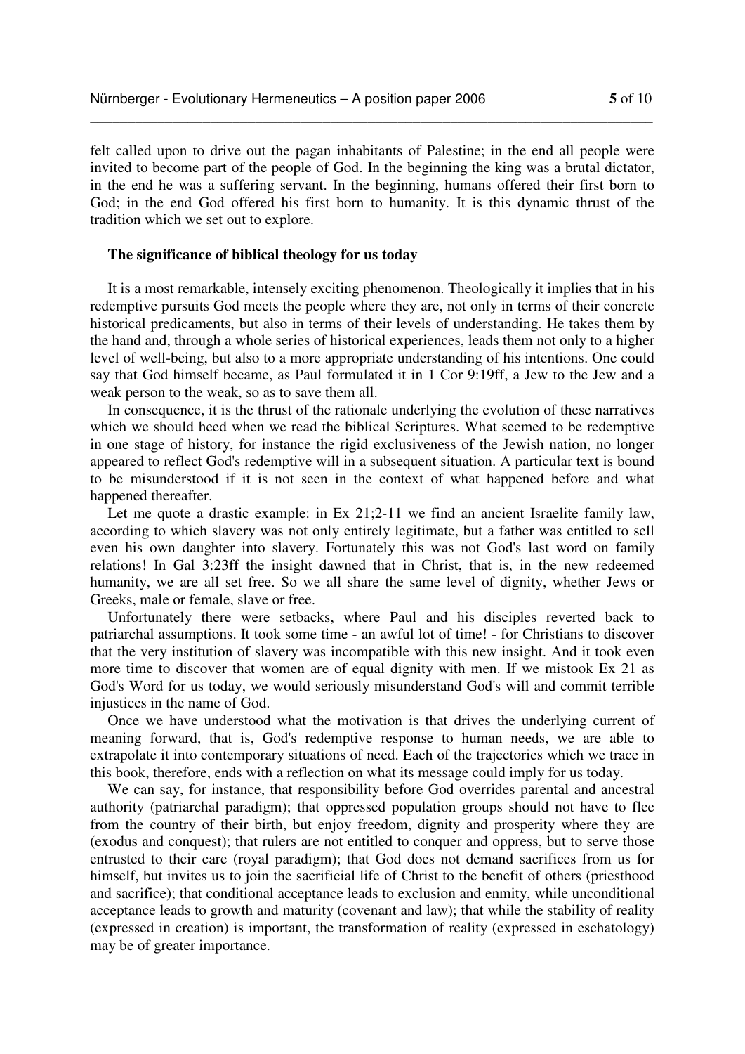felt called upon to drive out the pagan inhabitants of Palestine; in the end all people were invited to become part of the people of God. In the beginning the king was a brutal dictator, in the end he was a suffering servant. In the beginning, humans offered their first born to God; in the end God offered his first born to humanity. It is this dynamic thrust of the tradition which we set out to explore.

### The significance of biblical theology for us today

It is a most remarkable, intensely exciting phenomenon. Theologically it implies that in his redemptive pursuits God meets the people where they are, not only in terms of their concrete historical predicaments, but also in terms of their levels of understanding. He takes them by the hand and, through a whole series of historical experiences, leads them not only to a higher level of well-being, but also to a more appropriate understanding of his intentions. One could say that God himself became, as Paul formulated it in 1 Cor 9:19ff, a Jew to the Jew and a weak person to the weak, so as to save them all.

In consequence, it is the thrust of the rationale underlying the evolution of these narratives which we should heed when we read the biblical Scriptures. What seemed to be redemptive in one stage of history, for instance the rigid exclusiveness of the Jewish nation, no longer appeared to reflect God's redemptive will in a subsequent situation. A particular text is bound to be misunderstood if it is not seen in the context of what happened before and what happened thereafter.

Let me quote a drastic example: in Ex 21;2-11 we find an ancient Israelite family law, according to which slavery was not only entirely legitimate, but a father was entitled to sell even his own daughter into slavery. Fortunately this was not God's last word on family relations! In Gal 3:23ff the insight dawned that in Christ, that is, in the new redeemed humanity, we are all set free. So we all share the same level of dignity, whether Jews or Greeks, male or female, slave or free.

Unfortunately there were setbacks, where Paul and his disciples reverted back to patriarchal assumptions. It took some time - an awful lot of time! - for Christians to discover that the very institution of slavery was incompatible with this new insight. And it took even more time to discover that women are of equal dignity with men. If we mistook Ex 21 as God's Word for us today, we would seriously misunderstand God's will and commit terrible injustices in the name of God.

Once we have understood what the motivation is that drives the underlying current of meaning forward, that is, God's redemptive response to human needs, we are able to extrapolate it into contemporary situations of need. Each of the trajectories which we trace in this book, therefore, ends with a reflection on what its message could imply for us today.

We can say, for instance, that responsibility before God overrides parental and ancestral authority (patriarchal paradigm); that oppressed population groups should not have to flee from the country of their birth, but enjoy freedom, dignity and prosperity where they are (exodus and conquest); that rulers are not entitled to conquer and oppress, but to serve those entrusted to their care (royal paradigm); that God does not demand sacrifices from us for himself, but invites us to join the sacrificial life of Christ to the benefit of others (priesthood and sacrifice); that conditional acceptance leads to exclusion and enmity, while unconditional acceptance leads to growth and maturity (covenant and law); that while the stability of reality (expressed in creation) is important, the transformation of reality (expressed in eschatology) may be of greater importance.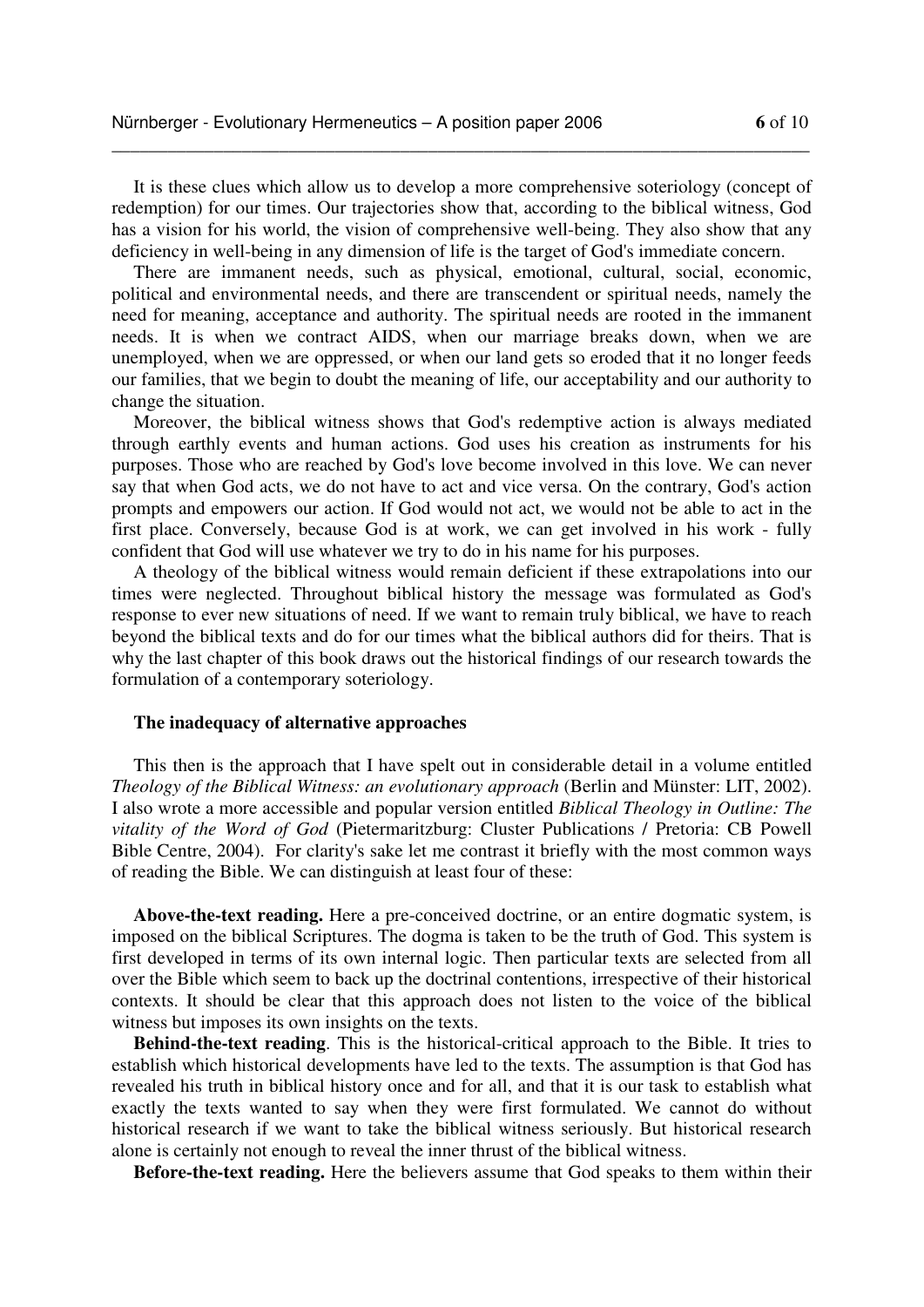It is these clues which allow us to develop a more comprehensive soteriology (concept of redemption) for our times. Our trajectories show that, according to the biblical witness, God has a vision for his world, the vision of comprehensive well-being. They also show that any deficiency in well-being in any dimension of life is the target of God's immediate concern.

There are immanent needs, such as physical, emotional, cultural, social, economic, political and environmental needs, and there are transcendent or spiritual needs, namely the need for meaning, acceptance and authority. The spiritual needs are rooted in the immanent needs. It is when we contract AIDS, when our marriage breaks down, when we are unemployed, when we are oppressed, or when our land gets so eroded that it no longer feeds our families, that we begin to doubt the meaning of life, our acceptability and our authority to change the situation.

Moreover, the biblical witness shows that God's redemptive action is always mediated through earthly events and human actions. God uses his creation as instruments for his purposes. Those who are reached by God's love become involved in this love. We can never say that when God acts, we do not have to act and vice versa. On the contrary, God's action prompts and empowers our action. If God would not act, we would not be able to act in the first place. Conversely, because God is at work, we can get involved in his work - fully confident that God will use whatever we try to do in his name for his purposes.

A theology of the biblical witness would remain deficient if these extrapolations into our times were neglected. Throughout biblical history the message was formulated as God's response to ever new situations of need. If we want to remain truly biblical, we have to reach beyond the biblical texts and do for our times what the biblical authors did for theirs. That is why the last chapter of this book draws out the historical findings of our research towards the formulation of a contemporary soteriology.

#### The inadequacy of alternative approaches

This then is the approach that I have spelt out in considerable detail in a volume entitled *Theology of the Biblical Witness: an evolutionary approach* (Berlin and Münster: LIT, 2002). I also wrote a more accessible and popular version entitled *Biblical Theology in Outline: The vitality of the Word of God* (Pietermaritzburg: Cluster Publications / Pretoria: CB Powell Bible Centre, 2004). For clarity's sake let me contrast it briefly with the most common ways of reading the Bible. We can distinguish at least four of these:

**Above-the-text reading.** Here a pre-conceived doctrine, or an entire dogmatic system, is imposed on the biblical Scriptures. The dogma is taken to be the truth of God. This system is first developed in terms of its own internal logic. Then particular texts are selected from all over the Bible which seem to back up the doctrinal contentions, irrespective of their historical contexts. It should be clear that this approach does not listen to the voice of the biblical witness but imposes its own insights on the texts.

**Behind-the-text reading**. This is the historical-critical approach to the Bible. It tries to establish which historical developments have led to the texts. The assumption is that God has revealed his truth in biblical history once and for all, and that it is our task to establish what exactly the texts wanted to say when they were first formulated. We cannot do without historical research if we want to take the biblical witness seriously. But historical research alone is certainly not enough to reveal the inner thrust of the biblical witness.

**Before-the-text reading.** Here the believers assume that God speaks to them within their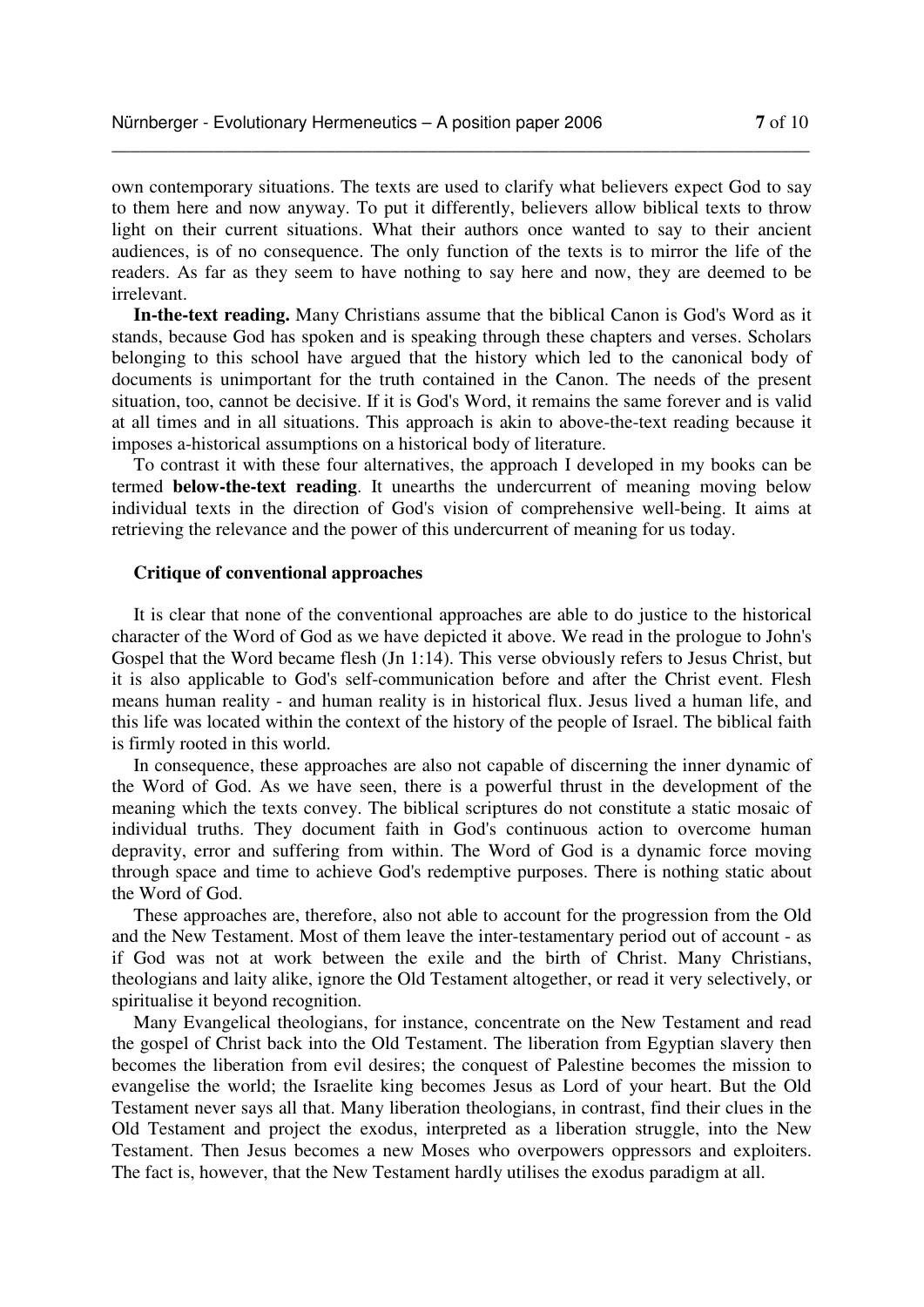own contemporary situations. The texts are used to clarify what believers expect God to say to them here and now anyway. To put it differently, believers allow biblical texts to throw light on their current situations. What their authors once wanted to say to their ancient audiences, is of no consequence. The only function of the texts is to mirror the life of the readers. As far as they seem to have nothing to say here and now, they are deemed to be irrelevant.

**In-the-text reading.** Many Christians assume that the biblical Canon is God's Word as it stands, because God has spoken and is speaking through these chapters and verses. Scholars belonging to this school have argued that the history which led to the canonical body of documents is unimportant for the truth contained in the Canon. The needs of the present situation, too, cannot be decisive. If it is God's Word, it remains the same forever and is valid at all times and in all situations. This approach is akin to above-the-text reading because it imposes a-historical assumptions on a historical body of literature.

To contrast it with these four alternatives, the approach I developed in my books can be termed **below-the-text reading**. It unearths the undercurrent of meaning moving below individual texts in the direction of God's vision of comprehensive well-being. It aims at retrieving the relevance and the power of this undercurrent of meaning for us today.

### Critique of conventional approaches

It is clear that none of the conventional approaches are able to do justice to the historical character of the Word of God as we have depicted it above. We read in the prologue to John's Gospel that the Word became flesh (Jn 1:14). This verse obviously refers to Jesus Christ, but it is also applicable to God's self-communication before and after the Christ event. Flesh means human reality - and human reality is in historical flux. Jesus lived a human life, and this life was located within the context of the history of the people of Israel. The biblical faith is firmly rooted in this world.

In consequence, these approaches are also not capable of discerning the inner dynamic of the Word of God. As we have seen, there is a powerful thrust in the development of the meaning which the texts convey. The biblical scriptures do not constitute a static mosaic of individual truths. They document faith in God's continuous action to overcome human depravity, error and suffering from within. The Word of God is a dynamic force moving through space and time to achieve God's redemptive purposes. There is nothing static about the Word of God.

These approaches are, therefore, also not able to account for the progression from the Old and the New Testament. Most of them leave the inter-testamentary period out of account - as if God was not at work between the exile and the birth of Christ. Many Christians, theologians and laity alike, ignore the Old Testament altogether, or read it very selectively, or spiritualise it beyond recognition.

Many Evangelical theologians, for instance, concentrate on the New Testament and read the gospel of Christ back into the Old Testament. The liberation from Egyptian slavery then becomes the liberation from evil desires; the conquest of Palestine becomes the mission to evangelise the world; the Israelite king becomes Jesus as Lord of your heart. But the Old Testament never says all that. Many liberation theologians, in contrast, find their clues in the Old Testament and project the exodus, interpreted as a liberation struggle, into the New Testament. Then Jesus becomes a new Moses who overpowers oppressors and exploiters. The fact is, however, that the New Testament hardly utilises the exodus paradigm at all.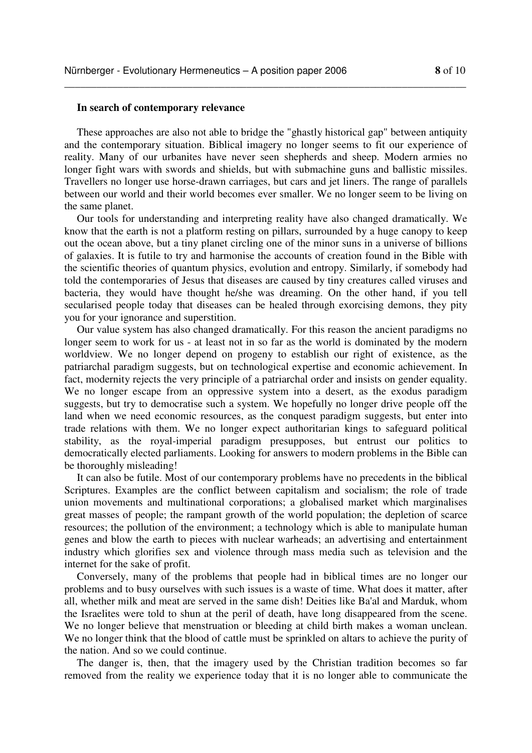**In search of contemporary relevance**

These approaches are also not able to bridge the "ghastly historical gap" between antiquity and the contemporary situation. Biblical imagery no longer seems to fit our experience of reality. Many of our urbanites have never seen shepherds and sheep. Modern armies no longer fight wars with swords and shields, but with submachine guns and ballistic missiles. Travellers no longer use horse-drawn carriages, but cars and jet liners. The range of parallels between our world and their world becomes ever smaller. We no longer seem to be living on the same planet.

Our tools for understanding and interpreting reality have also changed dramatically. We know that the earth is not a platform resting on pillars, surrounded by a huge canopy to keep out the ocean above, but a tiny planet circling one of the minor suns in a universe of billions of galaxies. It is futile to try and harmonise the accounts of creation found in the Bible with the scientific theories of quantum physics, evolution and entropy. Similarly, if somebody had told the contemporaries of Jesus that diseases are caused by tiny creatures called viruses and bacteria, they would have thought he/she was dreaming. On the other hand, if you tell secularised people today that diseases can be healed through exorcising demons, they pity you for your ignorance and superstition.

Our value system has also changed dramatically. For this reason the ancient paradigms no longer seem to work for us - at least not in so far as the world is dominated by the modern worldview. We no longer depend on progeny to establish our right of existence, as the patriarchal paradigm suggests, but on technological expertise and economic achievement. In fact, modernity rejects the very principle of a patriarchal order and insists on gender equality. We no longer escape from an oppressive system into a desert, as the exodus paradigm suggests, but try to democratise such a system. We hopefully no longer drive people off the land when we need economic resources, as the conquest paradigm suggests, but enter into trade relations with them. We no longer expect authoritarian kings to safeguard political stability, as the royal-imperial paradigm presupposes, but entrust our politics to democratically elected parliaments. Looking for answers to modern problems in the Bible can be thoroughly misleading!

It can also be futile. Most of our contemporary problems have no precedents in the biblical Scriptures. Examples are the conflict between capitalism and socialism; the role of trade union movements and multinational corporations; a globalised market which marginalises great masses of people; the rampant growth of the world population; the depletion of scarce resources; the pollution of the environment; a technology which is able to manipulate human genes and blow the earth to pieces with nuclear warheads; an advertising and entertainment industry which glorifies sex and violence through mass media such as television and the internet for the sake of profit.

Conversely, many of the problems that people had in biblical times are no longer our problems and to busy ourselves with such issues is a waste of time. What does it matter, after all, whether milk and meat are served in the same dish! Deities like Ba'al and Marduk, whom the Israelites were told to shun at the peril of death, have long disappeared from the scene. We no longer believe that menstruation or bleeding at child birth makes a woman unclean. We no longer think that the blood of cattle must be sprinkled on altars to achieve the purity of the nation. And so we could continue.

The danger is, then, that the imagery used by the Christian tradition becomes so far removed from the reality we experience today that it is no longer able to communicate the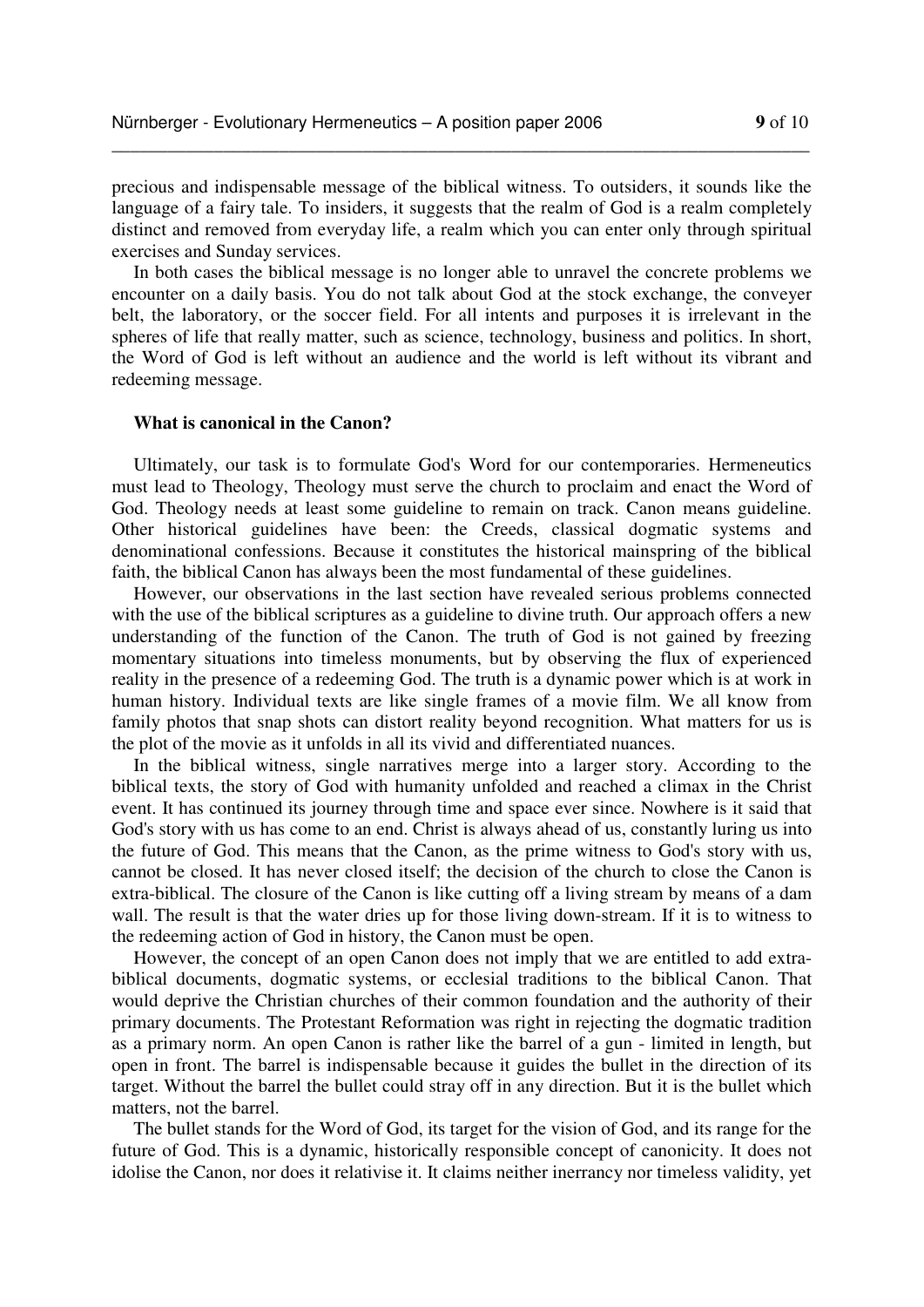precious and indispensable message of the biblical witness. To outsiders, it sounds like the language of a fairy tale. To insiders, it suggests that the realm of God is a realm completely distinct and removed from everyday life, a realm which you can enter only through spiritual exercises and Sunday services.

In both cases the biblical message is no longer able to unravel the concrete problems we encounter on a daily basis. You do not talk about God at the stock exchange, the conveyer belt, the laboratory, or the soccer field. For all intents and purposes it is irrelevant in the spheres of life that really matter, such as science, technology, business and politics. In short, the Word of God is left without an audience and the world is left without its vibrant and redeeming message.

**What is canonical in the Canon?**

Ultimately, our task is to formulate God's Word for our contemporaries. Hermeneutics must lead to Theology, Theology must serve the church to proclaim and enact the Word of God. Theology needs at least some guideline to remain on track. Canon means guideline. Other historical guidelines have been: the Creeds, classical dogmatic systems and denominational confessions. Because it constitutes the historical mainspring of the biblical faith, the biblical Canon has always been the most fundamental of these guidelines.

However, our observations in the last section have revealed serious problems connected with the use of the biblical scriptures as a guideline to divine truth. Our approach offers a new understanding of the function of the Canon. The truth of God is not gained by freezing momentary situations into timeless monuments, but by observing the flux of experienced reality in the presence of a redeeming God. The truth is a dynamic power which is at work in human history. Individual texts are like single frames of a movie film. We all know from family photos that snap shots can distort reality beyond recognition. What matters for us is the plot of the movie as it unfolds in all its vivid and differentiated nuances.

In the biblical witness, single narratives merge into a larger story. According to the biblical texts, the story of God with humanity unfolded and reached a climax in the Christ event. It has continued its journey through time and space ever since. Nowhere is it said that God's story with us has come to an end. Christ is always ahead of us, constantly luring us into the future of God. This means that the Canon, as the prime witness to God's story with us, cannot be closed. It has never closed itself; the decision of the church to close the Canon is extra-biblical. The closure of the Canon is like cutting off a living stream by means of a dam wall. The result is that the water dries up for those living down-stream. If it is to witness to the redeeming action of God in history, the Canon must be open.

However, the concept of an open Canon does not imply that we are entitled to add extra-biblical documents, dogmatic systems, or ecclesial traditions to the biblical Canon. That would deprive the Christian churches of their common foundation and the authority of their primary documents. The Protestant Reformation was right in rejecting the dogmatic tradition as a primary norm. An open Canon is rather like the barrel of a gun - limited in length, but open in front. The barrel is indispensable because it guides the bullet in the direction of its target. Without the barrel the bullet could stray off in any direction. But it is the bullet which matters, not the barrel.

The bullet stands for the Word of God, its target for the vision of God, and its range for the future of God. This is a dynamic, historically responsible concept of canonicity. It does not idolise the Canon, nor does it relativise it. It claims neither inerrancy nor timeless validity, yet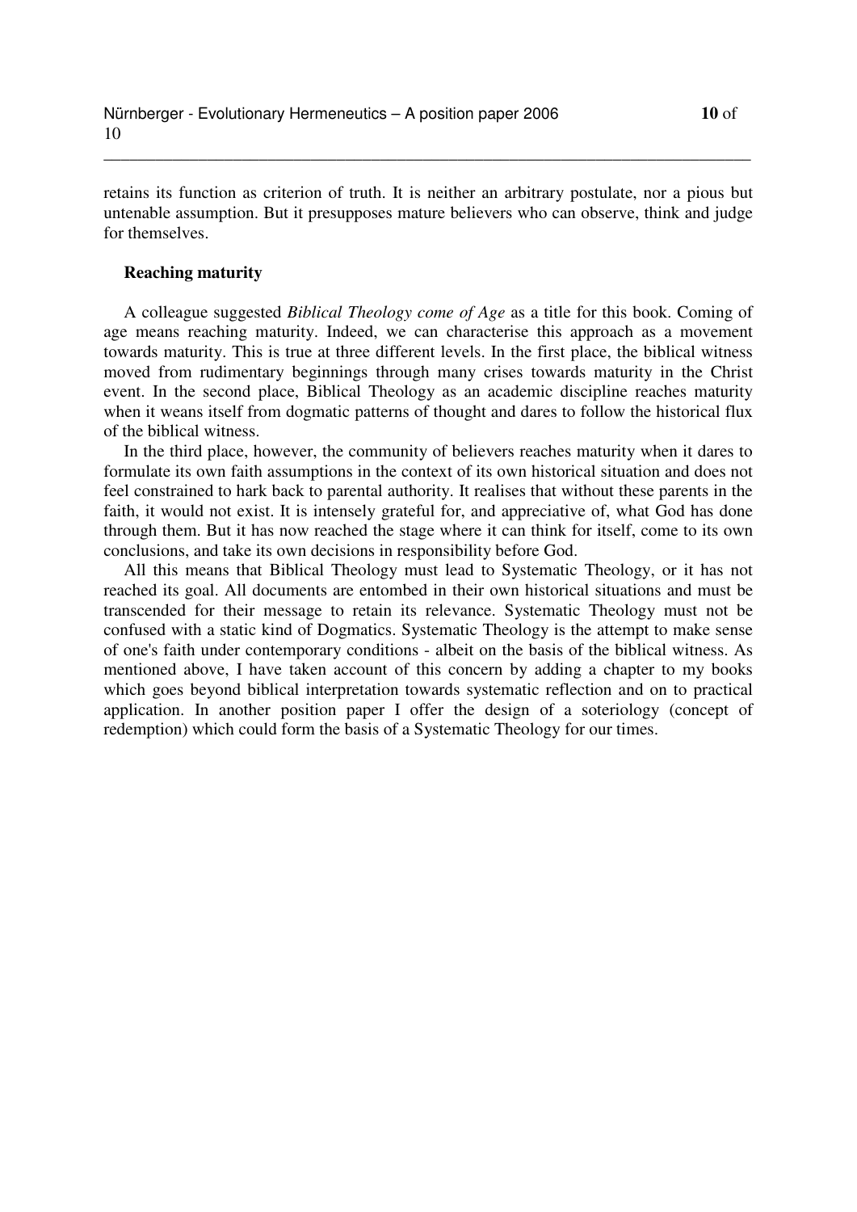retains its function as criterion of truth. It is neither an arbitrary postulate, nor a pious but untenable assumption. But it presupposes mature believers who can observe, think and judge for themselves.

### Reaching maturity

A colleague suggested *Biblical Theology come of Age* as a title for this book. Coming of age means reaching maturity. Indeed, we can characterise this approach as a movement towards maturity. This is true at three different levels. In the first place, the biblical witness moved from rudimentary beginnings through many crises towards maturity in the Christ event. In the second place, Biblical Theology as an academic discipline reaches maturity when it weans itself from dogmatic patterns of thought and dares to follow the historical flux of the biblical witness.

In the third place, however, the community of believers reaches maturity when it dares to formulate its own faith assumptions in the context of its own historical situation and does not feel constrained to hark back to parental authority. It realises that without these parents in the faith, it would not exist. It is intensely grateful for, and appreciative of, what God has done through them. But it has now reached the stage where it can think for itself, come to its own conclusions, and take its own decisions in responsibility before God.

All this means that Biblical Theology must lead to Systematic Theology, or it has not reached its goal. All documents are entombed in their own historical situations and must be transcended for their message to retain its relevance. Systematic Theology must not be confused with a static kind of Dogmatics. Systematic Theology is the attempt to make sense of one's faith under contemporary conditions - albeit on the basis of the biblical witness. As mentioned above, I have taken account of this concern by adding a chapter to my books which goes beyond biblical interpretation towards systematic reflection and on to practical application. In another position paper I offer the design of a soteriology (concept of redemption) which could form the basis of a Systematic Theology for our times.